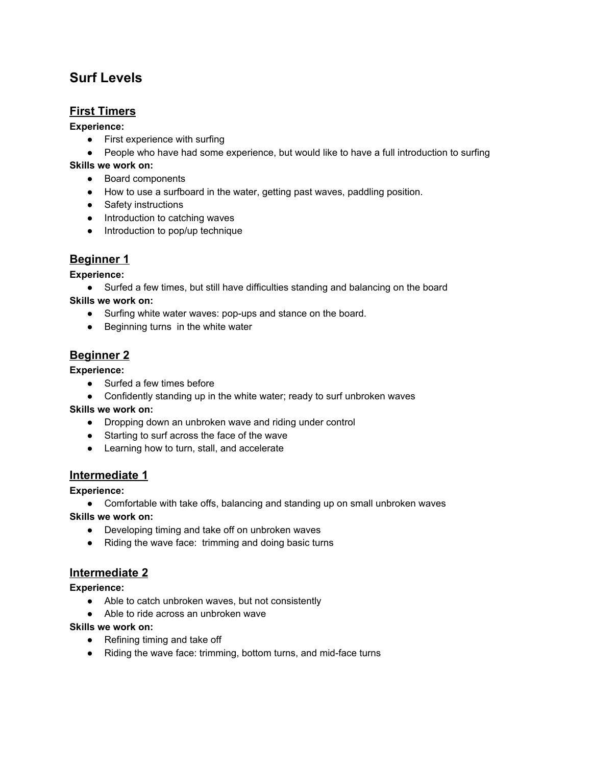# Surf Levels

## First Timers

**Experience:**

- First experience with surfing
- People who have had some experience, but would like to have a full introduction to surfing

**Skills we work on:**

- Board components
- How to use a surfboard in the water, getting past waves, paddling position.
- Safety instructions
- Introduction to catching waves
- Introduction to pop/up technique

## Beginner 1

**Experience:**

- Surfed a few times, but still have difficulties standing and balancing on the board

**Skills we work on:**

- Surfing white water waves: pop-ups and stance on the board.
- Beginning turns in the white water

## Beginner 2

**Experience:**

- Surfed a few times before
- Confidently standing up in the white water; ready to surf unbroken waves

**Skills we work on:**

- Dropping down an unbroken wave and riding under control
- Starting to surf across the face of the wave
- Learning how to turn, stall, and accelerate

## Intermediate 1

**Experience:**

- Comfortable with take offs, balancing and standing up on small unbroken waves

**Skills we work on:**

- Developing timing and take off on unbroken waves
- Riding the wave face: trimming and doing basic turns

## Intermediate 2

**Experience:**

- Able to catch unbroken waves, but not consistently
- Able to ride across an unbroken wave

**Skills we work on:**

- Refining timing and take off
- Riding the wave face: trimming, bottom turns, and mid-face turns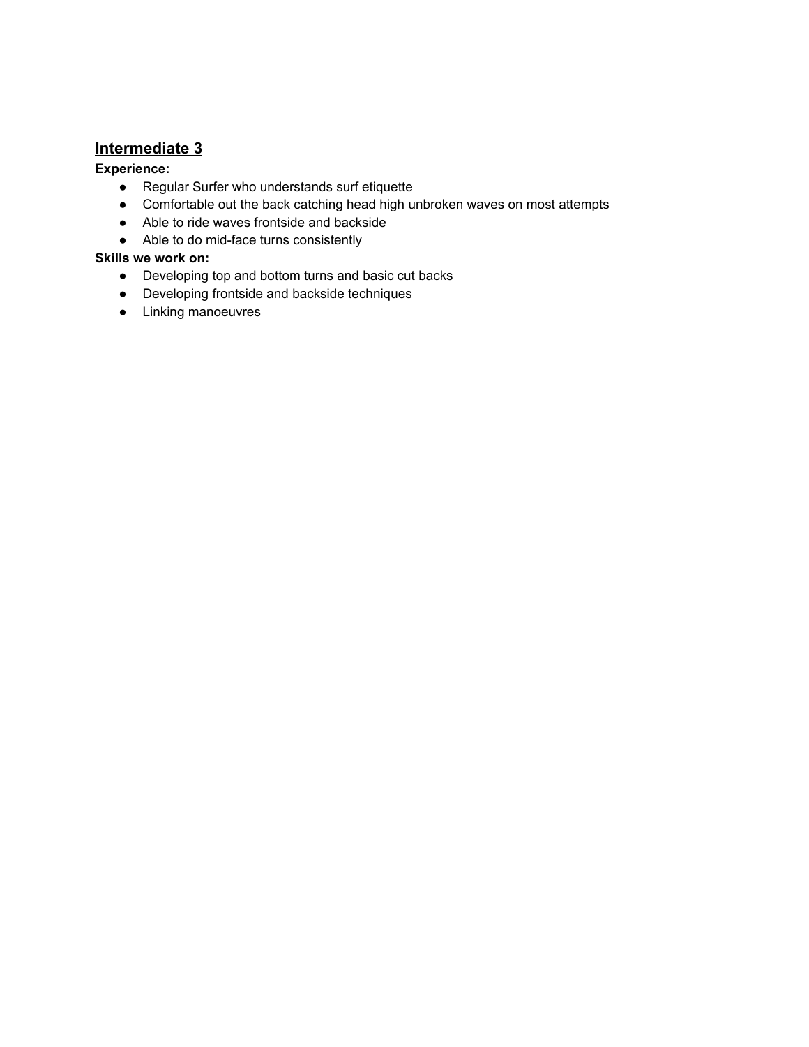## <u>Intermediate 3</u>

**Experience:**

- Regular Surfer who understands surf etiquette
- Comfortable out the back catching head high unbroken waves on most attempts
- Able to ride waves frontside and backside
- Able to do mid-face turns consistently

**Skills we work on:**

- Developing top and bottom turns and basic cut backs
- Developing frontside and backside techniques
- Linking manoeuvres